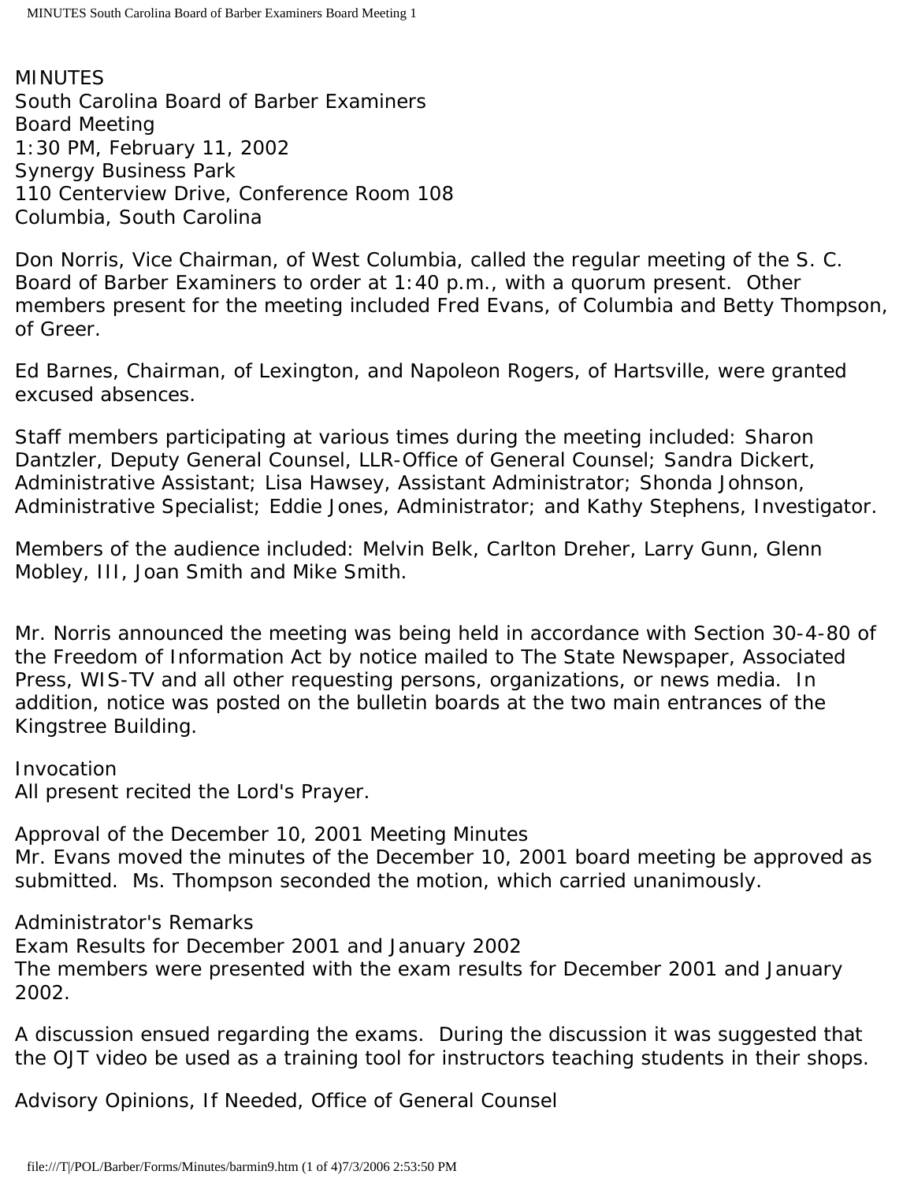MINUTES
South Carolina Board of Barber Examiners
Board Meeting
1:30 PM, February 11, 2002
Synergy Business Park
110 Centerview Drive, Conference Room 108
Columbia, South Carolina

Don Norris, Vice Chairman, of West Columbia, called the regular meeting of the S. C. Board of Barber Examiners to order at 1:40 p.m., with a quorum present. Other members present for the meeting included Fred Evans, of Columbia and Betty Thompson, of Greer.

Ed Barnes, Chairman, of Lexington, and Napoleon Rogers, of Hartsville, were granted excused absences.

Staff members participating at various times during the meeting included: Sharon Dantzler, Deputy General Counsel, LLR-Office of General Counsel; Sandra Dickert, Administrative Assistant; Lisa Hawsey, Assistant Administrator; Shonda Johnson, Administrative Specialist; Eddie Jones, Administrator; and Kathy Stephens, Investigator.

Members of the audience included: Melvin Belk, Carlton Dreher, Larry Gunn, Glenn Mobley, III, Joan Smith and Mike Smith.

Mr. Norris announced the meeting was being held in accordance with Section 30-4-80 of the Freedom of Information Act by notice mailed to The State Newspaper, Associated Press, WIS-TV and all other requesting persons, organizations, or news media. In addition, notice was posted on the bulletin boards at the two main entrances of the Kingstree Building.

Invocation
All present recited the Lord's Prayer.

Approval of the December 10, 2001 Meeting Minutes
Mr. Evans moved the minutes of the December 10, 2001 board meeting be approved as submitted. Ms. Thompson seconded the motion, which carried unanimously.

Administrator's Remarks
Exam Results for December 2001 and January 2002
The members were presented with the exam results for December 2001 and January 2002.

A discussion ensued regarding the exams. During the discussion it was suggested that the OJT video be used as a training tool for instructors teaching students in their shops.

Advisory Opinions, If Needed, Office of General Counsel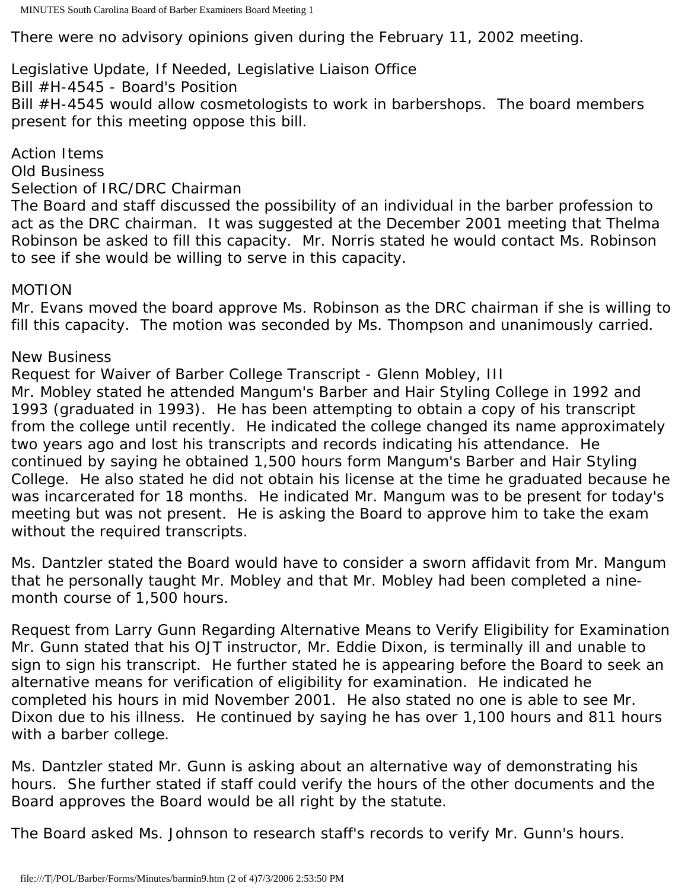There were no advisory opinions given during the February 11, 2002 meeting.

Legislative Update, If Needed, Legislative Liaison Office
Bill #H-4545 - Board's Position
Bill #H-4545 would allow cosmetologists to work in barbershops. The board members present for this meeting oppose this bill.

Action Items
Old Business
Selection of IRC/DRC Chairman
The Board and staff discussed the possibility of an individual in the barber profession to act as the DRC chairman. It was suggested at the December 2001 meeting that Thelma Robinson be asked to fill this capacity. Mr. Norris stated he would contact Ms. Robinson to see if she would be willing to serve in this capacity.

MOTION
Mr. Evans moved the board approve Ms. Robinson as the DRC chairman if she is willing to fill this capacity. The motion was seconded by Ms. Thompson and unanimously carried.

New Business
Request for Waiver of Barber College Transcript - Glenn Mobley, III
Mr. Mobley stated he attended Mangum's Barber and Hair Styling College in 1992 and 1993 (graduated in 1993). He has been attempting to obtain a copy of his transcript from the college until recently. He indicated the college changed its name approximately two years ago and lost his transcripts and records indicating his attendance. He continued by saying he obtained 1,500 hours form Mangum's Barber and Hair Styling College. He also stated he did not obtain his license at the time he graduated because he was incarcerated for 18 months. He indicated Mr. Mangum was to be present for today's meeting but was not present. He is asking the Board to approve him to take the exam without the required transcripts.

Ms. Dantzler stated the Board would have to consider a sworn affidavit from Mr. Mangum that he personally taught Mr. Mobley and that Mr. Mobley had been completed a nine-month course of 1,500 hours.

Request from Larry Gunn Regarding Alternative Means to Verify Eligibility for Examination
Mr. Gunn stated that his OJT instructor, Mr. Eddie Dixon, is terminally ill and unable to sign to sign his transcript. He further stated he is appearing before the Board to seek an alternative means for verification of eligibility for examination. He indicated he completed his hours in mid November 2001. He also stated no one is able to see Mr. Dixon due to his illness. He continued by saying he has over 1,100 hours and 811 hours with a barber college.

Ms. Dantzler stated Mr. Gunn is asking about an alternative way of demonstrating his hours. She further stated if staff could verify the hours of the other documents and the Board approves the Board would be all right by the statute.

The Board asked Ms. Johnson to research staff's records to verify Mr. Gunn's hours.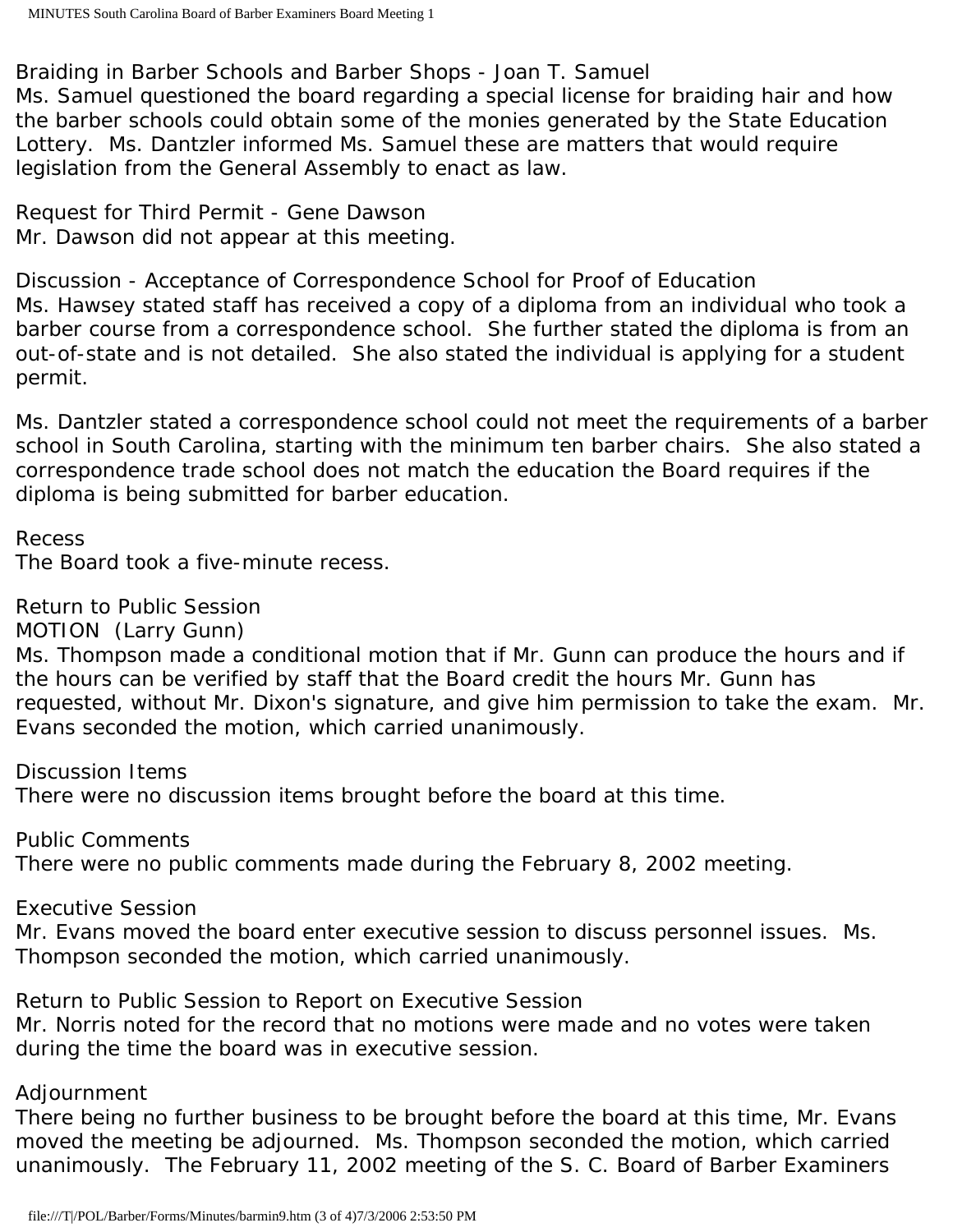Braiding in Barber Schools and Barber Shops - Joan T. Samuel
Ms. Samuel questioned the board regarding a special license for braiding hair and how the barber schools could obtain some of the monies generated by the State Education Lottery. Ms. Dantzler informed Ms. Samuel these are matters that would require legislation from the General Assembly to enact as law.

Request for Third Permit - Gene Dawson
Mr. Dawson did not appear at this meeting.

Discussion - Acceptance of Correspondence School for Proof of Education
Ms. Hawsey stated staff has received a copy of a diploma from an individual who took a barber course from a correspondence school. She further stated the diploma is from an out-of-state and is not detailed. She also stated the individual is applying for a student permit.

Ms. Dantzler stated a correspondence school could not meet the requirements of a barber school in South Carolina, starting with the minimum ten barber chairs. She also stated a correspondence trade school does not match the education the Board requires if the diploma is being submitted for barber education.

Recess
The Board took a five-minute recess.

Return to Public Session
MOTION (Larry Gunn)
Ms. Thompson made a conditional motion that if Mr. Gunn can produce the hours and if the hours can be verified by staff that the Board credit the hours Mr. Gunn has requested, without Mr. Dixon's signature, and give him permission to take the exam. Mr. Evans seconded the motion, which carried unanimously.

Discussion Items
There were no discussion items brought before the board at this time.

Public Comments
There were no public comments made during the February 8, 2002 meeting.

Executive Session
Mr. Evans moved the board enter executive session to discuss personnel issues. Ms. Thompson seconded the motion, which carried unanimously.

Return to Public Session to Report on Executive Session
Mr. Norris noted for the record that no motions were made and no votes were taken during the time the board was in executive session.

Adjournment
There being no further business to be brought before the board at this time, Mr. Evans moved the meeting be adjourned. Ms. Thompson seconded the motion, which carried unanimously. The February 11, 2002 meeting of the S. C. Board of Barber Examiners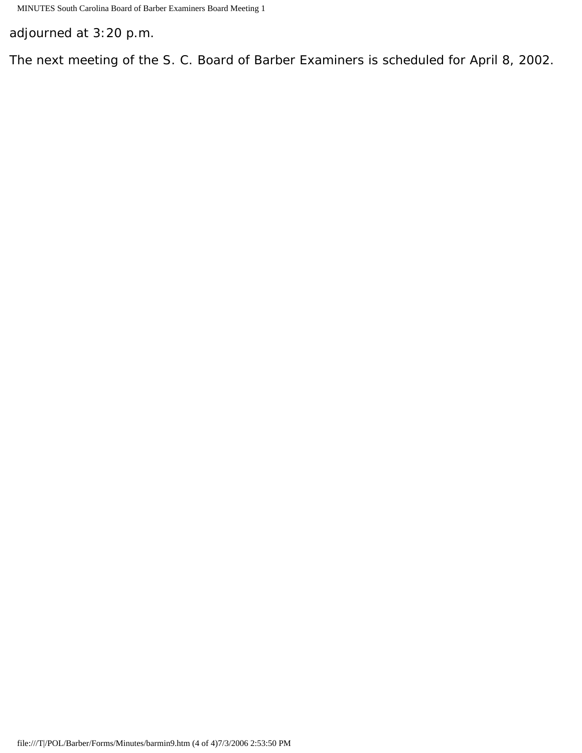adjourned at 3:20 p.m.

The next meeting of the S. C. Board of Barber Examiners is scheduled for April 8, 2002.